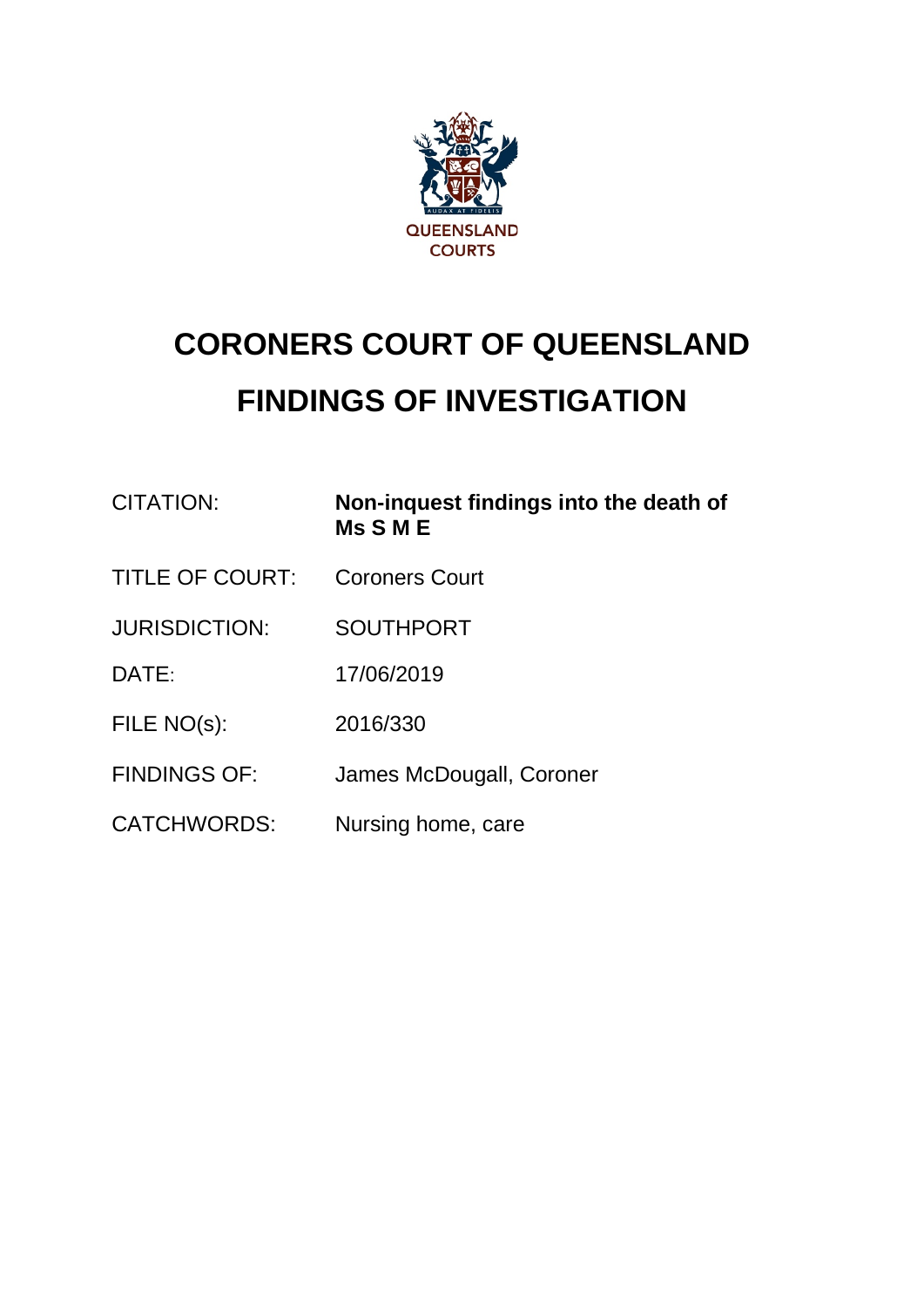QUEENSLAND COURTS

# CORONERS COURT OF QUEENSLAND

# FINDINGS OF INVESTIGATION

| | |
|---|---|
| CITATION: | **Non-inquest findings into the death of Ms S M E** |
| TITLE OF COURT: | Coroners Court |
| JURISDICTION: | SOUTHPORT |
| DATE: | 17/06/2019 |
| FILE NO(s): | 2016/330 |
| FINDINGS OF: | James McDougall, Coroner |
| CATCHWORDS: | Nursing home, care |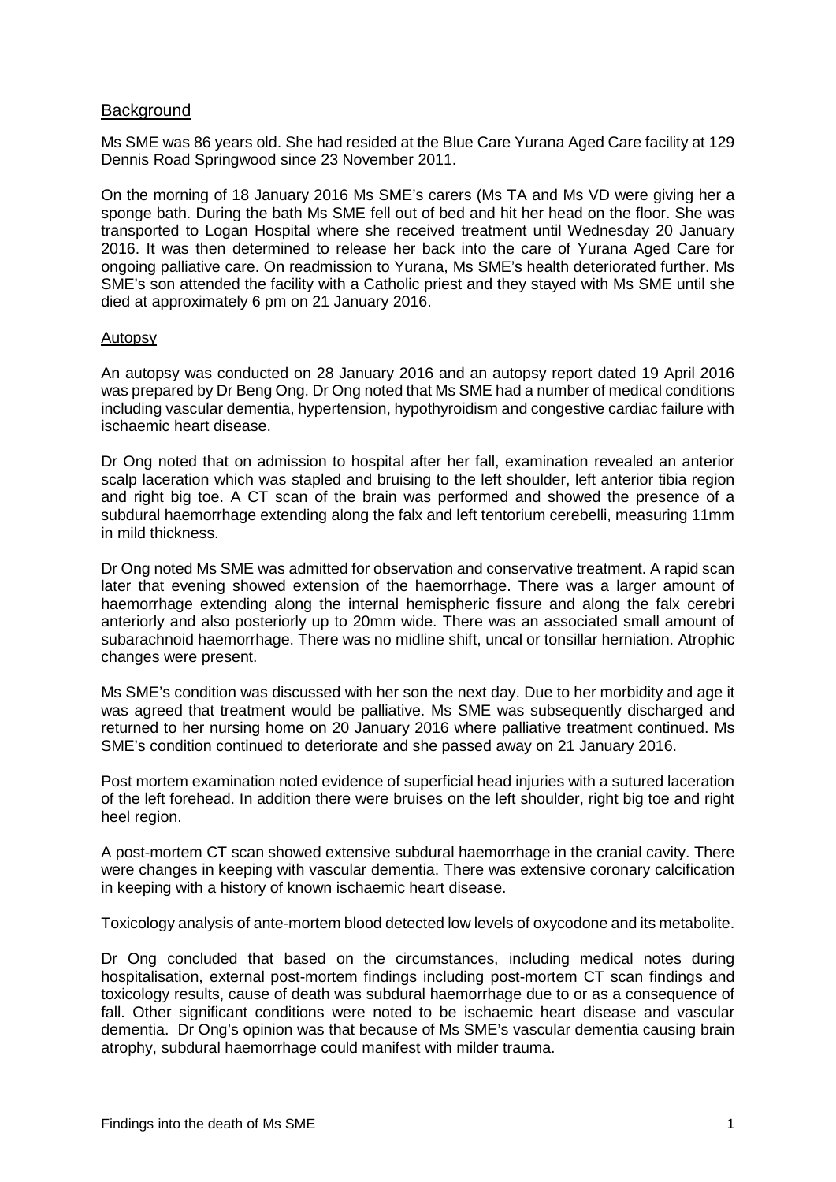## Background

Ms SME was 86 years old. She had resided at the Blue Care Yurana Aged Care facility at 129 Dennis Road Springwood since 23 November 2011.

On the morning of 18 January 2016 Ms SME's carers (Ms TA and Ms VD were giving her a sponge bath. During the bath Ms SME fell out of bed and hit her head on the floor. She was transported to Logan Hospital where she received treatment until Wednesday 20 January 2016. It was then determined to release her back into the care of Yurana Aged Care for ongoing palliative care. On readmission to Yurana, Ms SME's health deteriorated further. Ms SME's son attended the facility with a Catholic priest and they stayed with Ms SME until she died at approximately 6 pm on 21 January 2016.

## Autopsy

An autopsy was conducted on 28 January 2016 and an autopsy report dated 19 April 2016 was prepared by Dr Beng Ong. Dr Ong noted that Ms SME had a number of medical conditions including vascular dementia, hypertension, hypothyroidism and congestive cardiac failure with ischaemic heart disease.

Dr Ong noted that on admission to hospital after her fall, examination revealed an anterior scalp laceration which was stapled and bruising to the left shoulder, left anterior tibia region and right big toe. A CT scan of the brain was performed and showed the presence of a subdural haemorrhage extending along the falx and left tentorium cerebelli, measuring 11mm in mild thickness.

Dr Ong noted Ms SME was admitted for observation and conservative treatment. A rapid scan later that evening showed extension of the haemorrhage. There was a larger amount of haemorrhage extending along the internal hemispheric fissure and along the falx cerebri anteriorly and also posteriorly up to 20mm wide. There was an associated small amount of subarachnoid haemorrhage. There was no midline shift, uncal or tonsillar herniation. Atrophic changes were present.

Ms SME's condition was discussed with her son the next day. Due to her morbidity and age it was agreed that treatment would be palliative. Ms SME was subsequently discharged and returned to her nursing home on 20 January 2016 where palliative treatment continued. Ms SME's condition continued to deteriorate and she passed away on 21 January 2016.

Post mortem examination noted evidence of superficial head injuries with a sutured laceration of the left forehead. In addition there were bruises on the left shoulder, right big toe and right heel region.

A post-mortem CT scan showed extensive subdural haemorrhage in the cranial cavity. There were changes in keeping with vascular dementia. There was extensive coronary calcification in keeping with a history of known ischaemic heart disease.

Toxicology analysis of ante-mortem blood detected low levels of oxycodone and its metabolite.

Dr Ong concluded that based on the circumstances, including medical notes during hospitalisation, external post-mortem findings including post-mortem CT scan findings and toxicology results, cause of death was subdural haemorrhage due to or as a consequence of fall. Other significant conditions were noted to be ischaemic heart disease and vascular dementia. Dr Ong's opinion was that because of Ms SME's vascular dementia causing brain atrophy, subdural haemorrhage could manifest with milder trauma.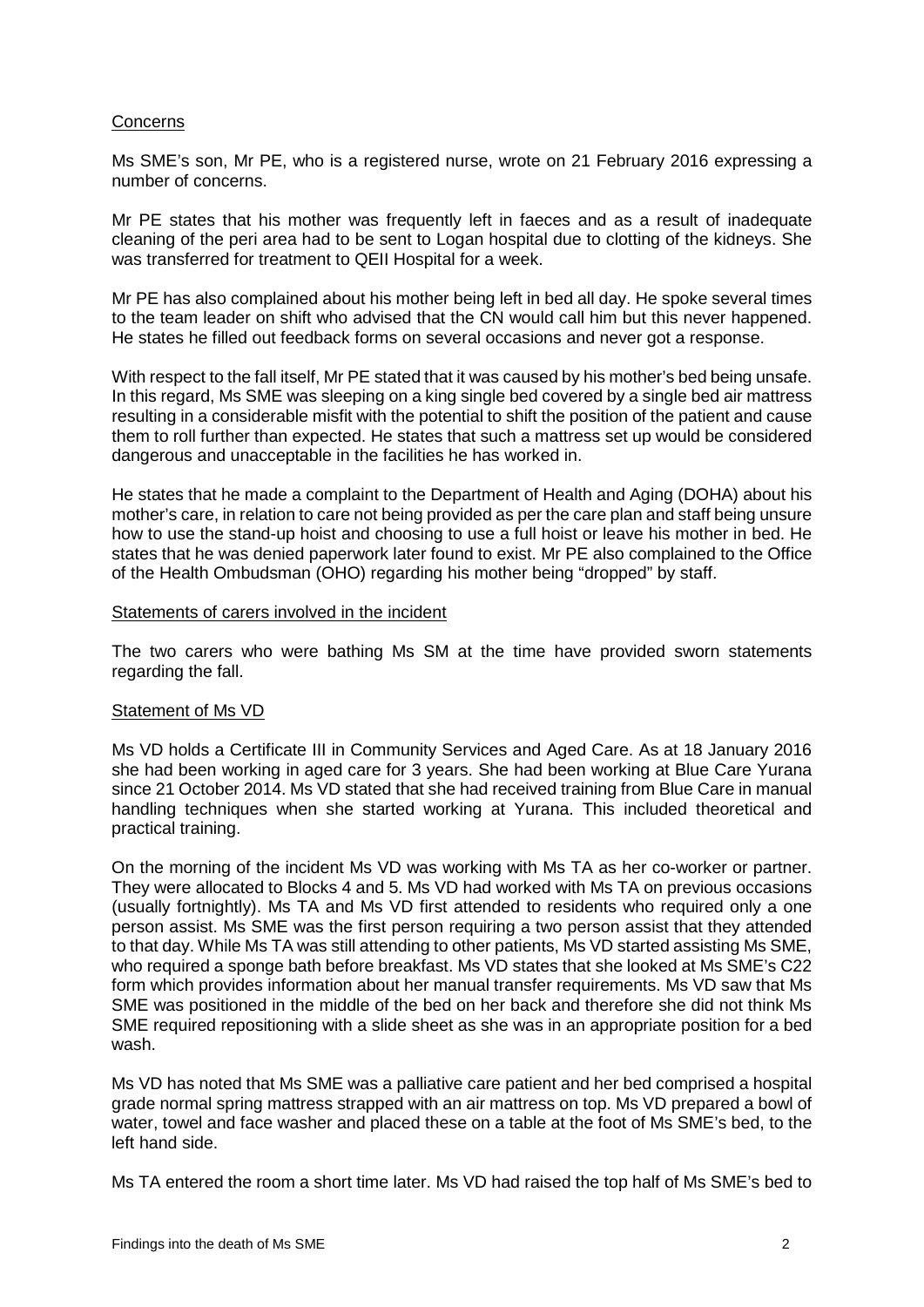## Concerns

Ms SME's son, Mr PE, who is a registered nurse, wrote on 21 February 2016 expressing a number of concerns.

Mr PE states that his mother was frequently left in faeces and as a result of inadequate cleaning of the peri area had to be sent to Logan hospital due to clotting of the kidneys. She was transferred for treatment to QEII Hospital for a week.

Mr PE has also complained about his mother being left in bed all day. He spoke several times to the team leader on shift who advised that the CN would call him but this never happened. He states he filled out feedback forms on several occasions and never got a response.

With respect to the fall itself, Mr PE stated that it was caused by his mother's bed being unsafe. In this regard, Ms SME was sleeping on a king single bed covered by a single bed air mattress resulting in a considerable misfit with the potential to shift the position of the patient and cause them to roll further than expected. He states that such a mattress set up would be considered dangerous and unacceptable in the facilities he has worked in.

He states that he made a complaint to the Department of Health and Aging (DOHA) about his mother's care, in relation to care not being provided as per the care plan and staff being unsure how to use the stand-up hoist and choosing to use a full hoist or leave his mother in bed. He states that he was denied paperwork later found to exist. Mr PE also complained to the Office of the Health Ombudsman (OHO) regarding his mother being "dropped" by staff.

## Statements of carers involved in the incident

The two carers who were bathing Ms SM at the time have provided sworn statements regarding the fall.

### Statement of Ms VD

Ms VD holds a Certificate III in Community Services and Aged Care. As at 18 January 2016 she had been working in aged care for 3 years. She had been working at Blue Care Yurana since 21 October 2014. Ms VD stated that she had received training from Blue Care in manual handling techniques when she started working at Yurana. This included theoretical and practical training.

On the morning of the incident Ms VD was working with Ms TA as her co-worker or partner. They were allocated to Blocks 4 and 5. Ms VD had worked with Ms TA on previous occasions (usually fortnightly). Ms TA and Ms VD first attended to residents who required only a one person assist. Ms SME was the first person requiring a two person assist that they attended to that day. While Ms TA was still attending to other patients, Ms VD started assisting Ms SME, who required a sponge bath before breakfast. Ms VD states that she looked at Ms SME's C22 form which provides information about her manual transfer requirements. Ms VD saw that Ms SME was positioned in the middle of the bed on her back and therefore she did not think Ms SME required repositioning with a slide sheet as she was in an appropriate position for a bed wash.

Ms VD has noted that Ms SME was a palliative care patient and her bed comprised a hospital grade normal spring mattress strapped with an air mattress on top. Ms VD prepared a bowl of water, towel and face washer and placed these on a table at the foot of Ms SME's bed, to the left hand side.

Ms TA entered the room a short time later. Ms VD had raised the top half of Ms SME's bed to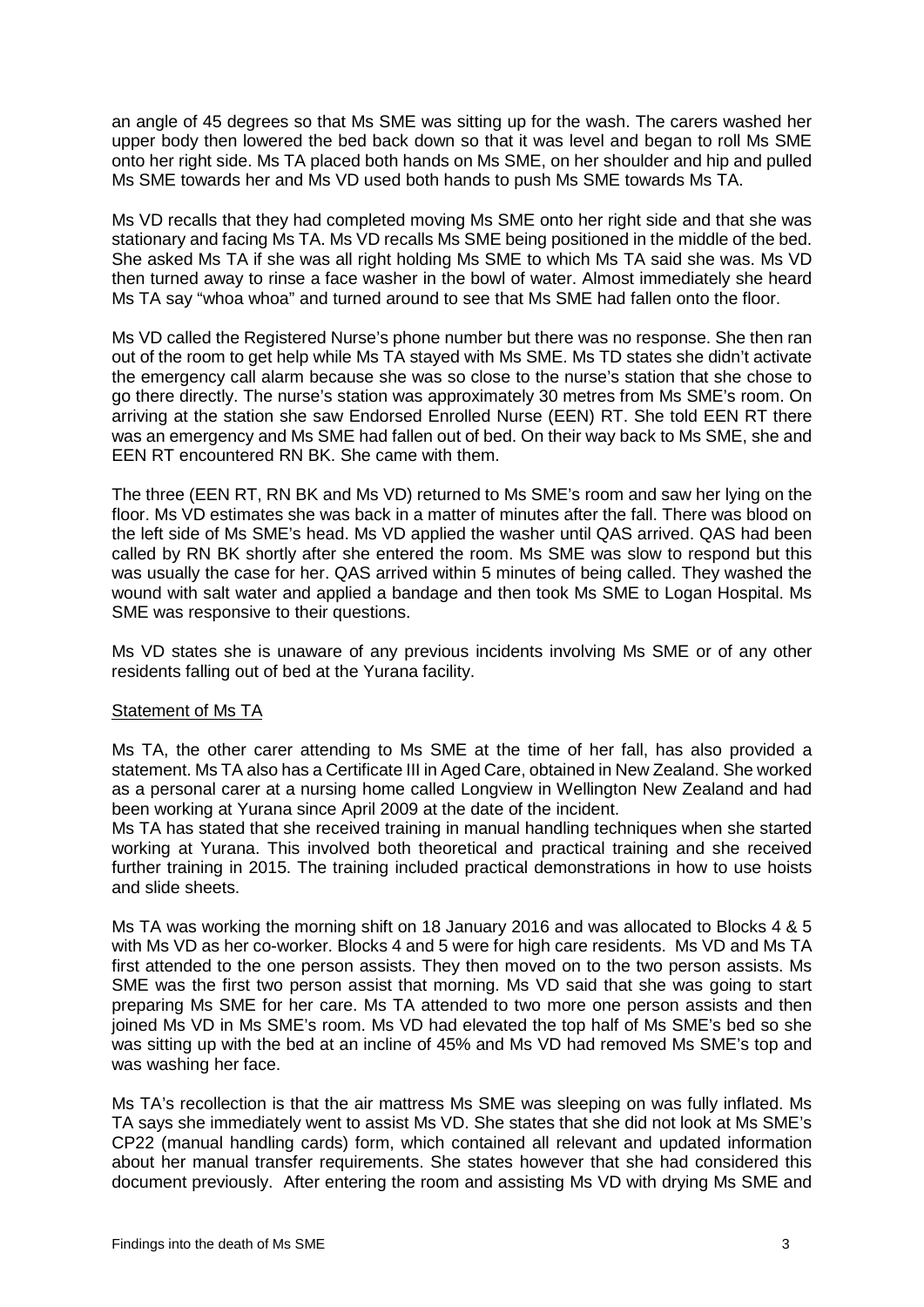an angle of 45 degrees so that Ms SME was sitting up for the wash. The carers washed her upper body then lowered the bed back down so that it was level and began to roll Ms SME onto her right side. Ms TA placed both hands on Ms SME, on her shoulder and hip and pulled Ms SME towards her and Ms VD used both hands to push Ms SME towards Ms TA.

Ms VD recalls that they had completed moving Ms SME onto her right side and that she was stationary and facing Ms TA. Ms VD recalls Ms SME being positioned in the middle of the bed. She asked Ms TA if she was all right holding Ms SME to which Ms TA said she was. Ms VD then turned away to rinse a face washer in the bowl of water. Almost immediately she heard Ms TA say "whoa whoa" and turned around to see that Ms SME had fallen onto the floor.

Ms VD called the Registered Nurse's phone number but there was no response. She then ran out of the room to get help while Ms TA stayed with Ms SME. Ms TD states she didn't activate the emergency call alarm because she was so close to the nurse's station that she chose to go there directly. The nurse's station was approximately 30 metres from Ms SME's room. On arriving at the station she saw Endorsed Enrolled Nurse (EEN) RT. She told EEN RT there was an emergency and Ms SME had fallen out of bed. On their way back to Ms SME, she and EEN RT encountered RN BK. She came with them.

The three (EEN RT, RN BK and Ms VD) returned to Ms SME's room and saw her lying on the floor. Ms VD estimates she was back in a matter of minutes after the fall. There was blood on the left side of Ms SME's head. Ms VD applied the washer until QAS arrived. QAS had been called by RN BK shortly after she entered the room. Ms SME was slow to respond but this was usually the case for her. QAS arrived within 5 minutes of being called. They washed the wound with salt water and applied a bandage and then took Ms SME to Logan Hospital. Ms SME was responsive to their questions.

Ms VD states she is unaware of any previous incidents involving Ms SME or of any other residents falling out of bed at the Yurana facility.

<u>Statement of Ms TA</u>

Ms TA, the other carer attending to Ms SME at the time of her fall, has also provided a statement. Ms TA also has a Certificate III in Aged Care, obtained in New Zealand. She worked as a personal carer at a nursing home called Longview in Wellington New Zealand and had been working at Yurana since April 2009 at the date of the incident.

Ms TA has stated that she received training in manual handling techniques when she started working at Yurana. This involved both theoretical and practical training and she received further training in 2015. The training included practical demonstrations in how to use hoists and slide sheets.

Ms TA was working the morning shift on 18 January 2016 and was allocated to Blocks 4 & 5 with Ms VD as her co-worker. Blocks 4 and 5 were for high care residents. Ms VD and Ms TA first attended to the one person assists. They then moved on to the two person assists. Ms SME was the first two person assist that morning. Ms VD said that she was going to start preparing Ms SME for her care. Ms TA attended to two more one person assists and then joined Ms VD in Ms SME's room. Ms VD had elevated the top half of Ms SME's bed so she was sitting up with the bed at an incline of 45% and Ms VD had removed Ms SME's top and was washing her face.

Ms TA's recollection is that the air mattress Ms SME was sleeping on was fully inflated. Ms TA says she immediately went to assist Ms VD. She states that she did not look at Ms SME's CP22 (manual handling cards) form, which contained all relevant and updated information about her manual transfer requirements. She states however that she had considered this document previously. After entering the room and assisting Ms VD with drying Ms SME and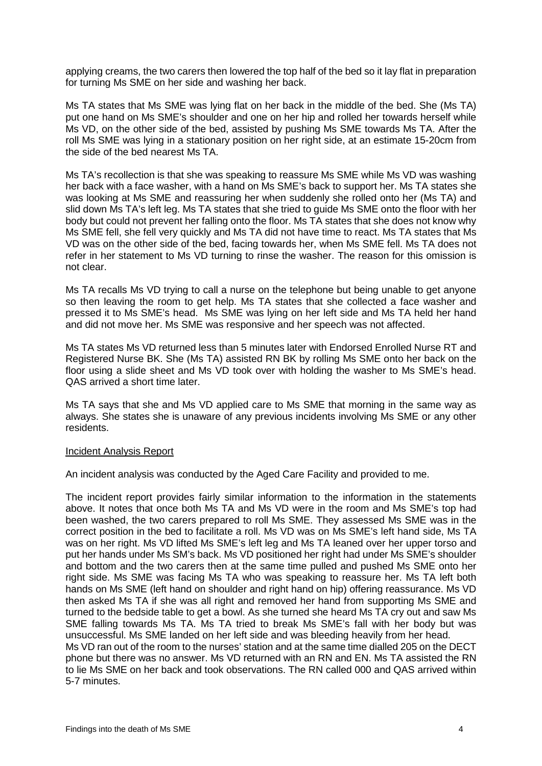applying creams, the two carers then lowered the top half of the bed so it lay flat in preparation for turning Ms SME on her side and washing her back.

Ms TA states that Ms SME was lying flat on her back in the middle of the bed. She (Ms TA) put one hand on Ms SME's shoulder and one on her hip and rolled her towards herself while Ms VD, on the other side of the bed, assisted by pushing Ms SME towards Ms TA. After the roll Ms SME was lying in a stationary position on her right side, at an estimate 15-20cm from the side of the bed nearest Ms TA.

Ms TA's recollection is that she was speaking to reassure Ms SME while Ms VD was washing her back with a face washer, with a hand on Ms SME's back to support her. Ms TA states she was looking at Ms SME and reassuring her when suddenly she rolled onto her (Ms TA) and slid down Ms TA's left leg. Ms TA states that she tried to guide Ms SME onto the floor with her body but could not prevent her falling onto the floor. Ms TA states that she does not know why Ms SME fell, she fell very quickly and Ms TA did not have time to react. Ms TA states that Ms VD was on the other side of the bed, facing towards her, when Ms SME fell. Ms TA does not refer in her statement to Ms VD turning to rinse the washer. The reason for this omission is not clear.

Ms TA recalls Ms VD trying to call a nurse on the telephone but being unable to get anyone so then leaving the room to get help. Ms TA states that she collected a face washer and pressed it to Ms SME's head. Ms SME was lying on her left side and Ms TA held her hand and did not move her. Ms SME was responsive and her speech was not affected.

Ms TA states Ms VD returned less than 5 minutes later with Endorsed Enrolled Nurse RT and Registered Nurse BK. She (Ms TA) assisted RN BK by rolling Ms SME onto her back on the floor using a slide sheet and Ms VD took over with holding the washer to Ms SME's head. QAS arrived a short time later.

Ms TA says that she and Ms VD applied care to Ms SME that morning in the same way as always. She states she is unaware of any previous incidents involving Ms SME or any other residents.

<u>Incident Analysis Report</u>

An incident analysis was conducted by the Aged Care Facility and provided to me.

The incident report provides fairly similar information to the information in the statements above. It notes that once both Ms TA and Ms VD were in the room and Ms SME's top had been washed, the two carers prepared to roll Ms SME. They assessed Ms SME was in the correct position in the bed to facilitate a roll. Ms VD was on Ms SME's left hand side, Ms TA was on her right. Ms VD lifted Ms SME's left leg and Ms TA leaned over her upper torso and put her hands under Ms SM's back. Ms VD positioned her right had under Ms SME's shoulder and bottom and the two carers then at the same time pulled and pushed Ms SME onto her right side. Ms SME was facing Ms TA who was speaking to reassure her. Ms TA left both hands on Ms SME (left hand on shoulder and right hand on hip) offering reassurance. Ms VD then asked Ms TA if she was all right and removed her hand from supporting Ms SME and turned to the bedside table to get a bowl. As she turned she heard Ms TA cry out and saw Ms SME falling towards Ms TA. Ms TA tried to break Ms SME's fall with her body but was unsuccessful. Ms SME landed on her left side and was bleeding heavily from her head.
Ms VD ran out of the room to the nurses' station and at the same time dialled 205 on the DECT phone but there was no answer. Ms VD returned with an RN and EN. Ms TA assisted the RN to lie Ms SME on her back and took observations. The RN called 000 and QAS arrived within 5-7 minutes.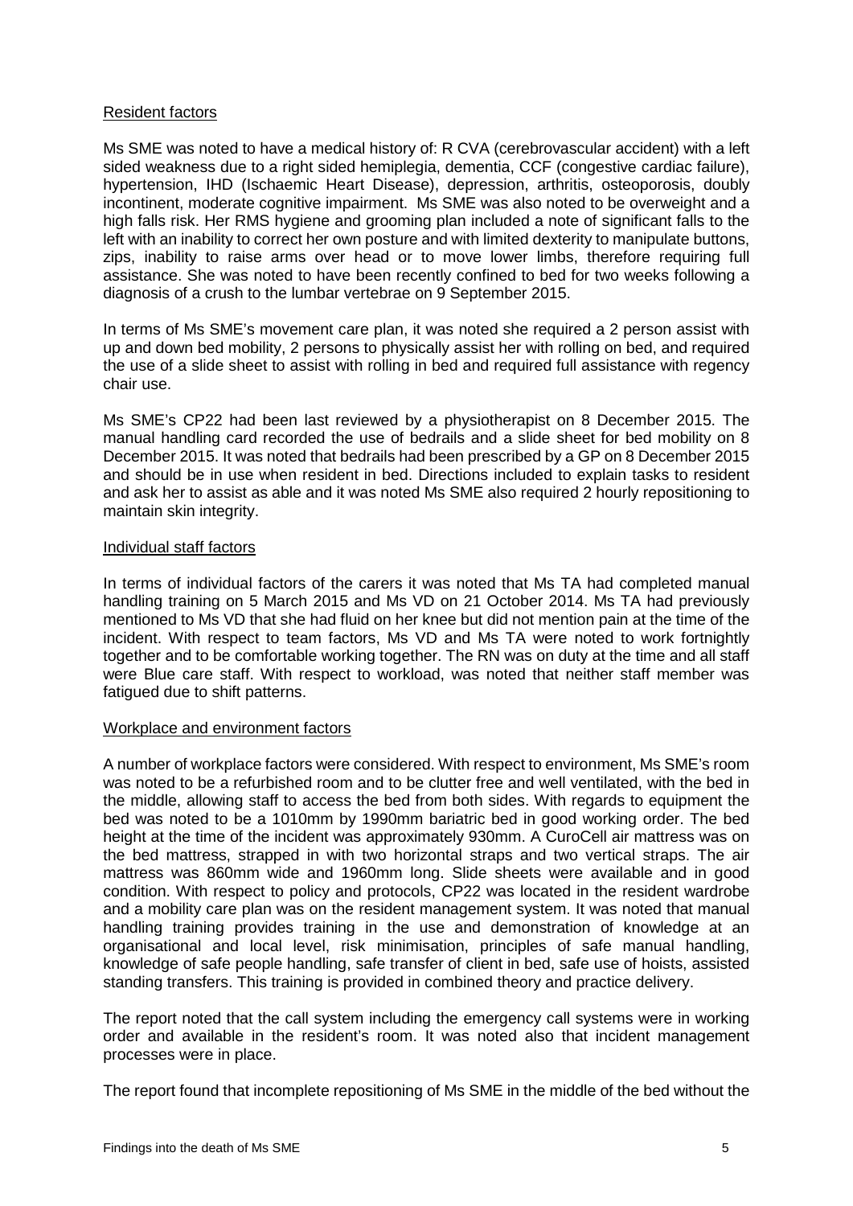## Resident factors

Ms SME was noted to have a medical history of: R CVA (cerebrovascular accident) with a left sided weakness due to a right sided hemiplegia, dementia, CCF (congestive cardiac failure), hypertension, IHD (Ischaemic Heart Disease), depression, arthritis, osteoporosis, doubly incontinent, moderate cognitive impairment. Ms SME was also noted to be overweight and a high falls risk. Her RMS hygiene and grooming plan included a note of significant falls to the left with an inability to correct her own posture and with limited dexterity to manipulate buttons, zips, inability to raise arms over head or to move lower limbs, therefore requiring full assistance. She was noted to have been recently confined to bed for two weeks following a diagnosis of a crush to the lumbar vertebrae on 9 September 2015.

In terms of Ms SME's movement care plan, it was noted she required a 2 person assist with up and down bed mobility, 2 persons to physically assist her with rolling on bed, and required the use of a slide sheet to assist with rolling in bed and required full assistance with regency chair use.

Ms SME's CP22 had been last reviewed by a physiotherapist on 8 December 2015. The manual handling card recorded the use of bedrails and a slide sheet for bed mobility on 8 December 2015. It was noted that bedrails had been prescribed by a GP on 8 December 2015 and should be in use when resident in bed. Directions included to explain tasks to resident and ask her to assist as able and it was noted Ms SME also required 2 hourly repositioning to maintain skin integrity.

## Individual staff factors

In terms of individual factors of the carers it was noted that Ms TA had completed manual handling training on 5 March 2015 and Ms VD on 21 October 2014. Ms TA had previously mentioned to Ms VD that she had fluid on her knee but did not mention pain at the time of the incident. With respect to team factors, Ms VD and Ms TA were noted to work fortnightly together and to be comfortable working together. The RN was on duty at the time and all staff were Blue care staff. With respect to workload, was noted that neither staff member was fatigued due to shift patterns.

## Workplace and environment factors

A number of workplace factors were considered. With respect to environment, Ms SME's room was noted to be a refurbished room and to be clutter free and well ventilated, with the bed in the middle, allowing staff to access the bed from both sides. With regards to equipment the bed was noted to be a 1010mm by 1990mm bariatric bed in good working order. The bed height at the time of the incident was approximately 930mm. A CuroCell air mattress was on the bed mattress, strapped in with two horizontal straps and two vertical straps. The air mattress was 860mm wide and 1960mm long. Slide sheets were available and in good condition. With respect to policy and protocols, CP22 was located in the resident wardrobe and a mobility care plan was on the resident management system. It was noted that manual handling training provides training in the use and demonstration of knowledge at an organisational and local level, risk minimisation, principles of safe manual handling, knowledge of safe people handling, safe transfer of client in bed, safe use of hoists, assisted standing transfers. This training is provided in combined theory and practice delivery.

The report noted that the call system including the emergency call systems were in working order and available in the resident's room. It was noted also that incident management processes were in place.

The report found that incomplete repositioning of Ms SME in the middle of the bed without the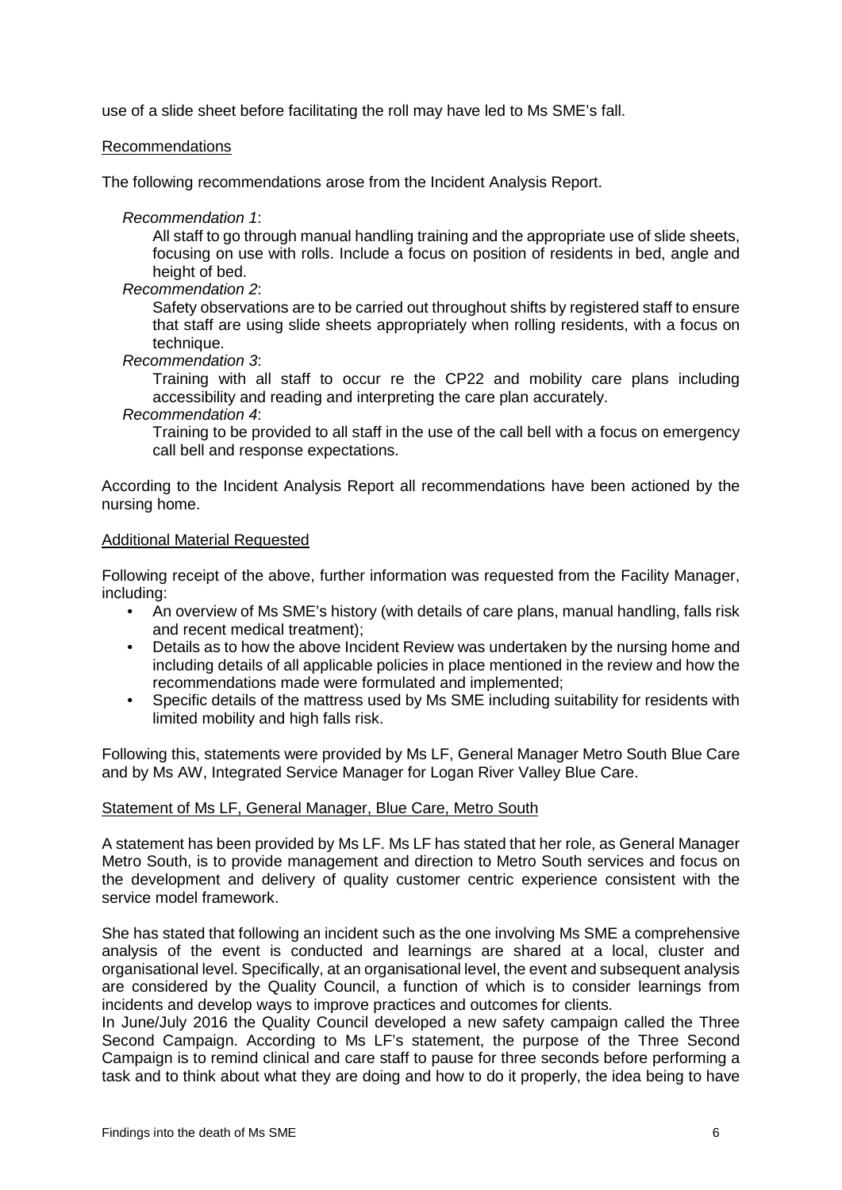use of a slide sheet before facilitating the roll may have led to Ms SME's fall.

Recommendations

The following recommendations arose from the Incident Analysis Report.

*Recommendation 1*:

All staff to go through manual handling training and the appropriate use of slide sheets, focusing on use with rolls. Include a focus on position of residents in bed, angle and height of bed.

*Recommendation 2*:

Safety observations are to be carried out throughout shifts by registered staff to ensure that staff are using slide sheets appropriately when rolling residents, with a focus on technique.

*Recommendation 3*:

Training with all staff to occur re the CP22 and mobility care plans including accessibility and reading and interpreting the care plan accurately.

*Recommendation 4*:

Training to be provided to all staff in the use of the call bell with a focus on emergency call bell and response expectations.

According to the Incident Analysis Report all recommendations have been actioned by the nursing home.

Additional Material Requested

Following receipt of the above, further information was requested from the Facility Manager, including:

- An overview of Ms SME's history (with details of care plans, manual handling, falls risk and recent medical treatment);
- Details as to how the above Incident Review was undertaken by the nursing home and including details of all applicable policies in place mentioned in the review and how the recommendations made were formulated and implemented;
- Specific details of the mattress used by Ms SME including suitability for residents with limited mobility and high falls risk.

Following this, statements were provided by Ms LF, General Manager Metro South Blue Care and by Ms AW, Integrated Service Manager for Logan River Valley Blue Care.

Statement of Ms LF, General Manager, Blue Care, Metro South

A statement has been provided by Ms LF. Ms LF has stated that her role, as General Manager Metro South, is to provide management and direction to Metro South services and focus on the development and delivery of quality customer centric experience consistent with the service model framework.

She has stated that following an incident such as the one involving Ms SME a comprehensive analysis of the event is conducted and learnings are shared at a local, cluster and organisational level. Specifically, at an organisational level, the event and subsequent analysis are considered by the Quality Council, a function of which is to consider learnings from incidents and develop ways to improve practices and outcomes for clients.

In June/July 2016 the Quality Council developed a new safety campaign called the Three Second Campaign. According to Ms LF's statement, the purpose of the Three Second Campaign is to remind clinical and care staff to pause for three seconds before performing a task and to think about what they are doing and how to do it properly, the idea being to have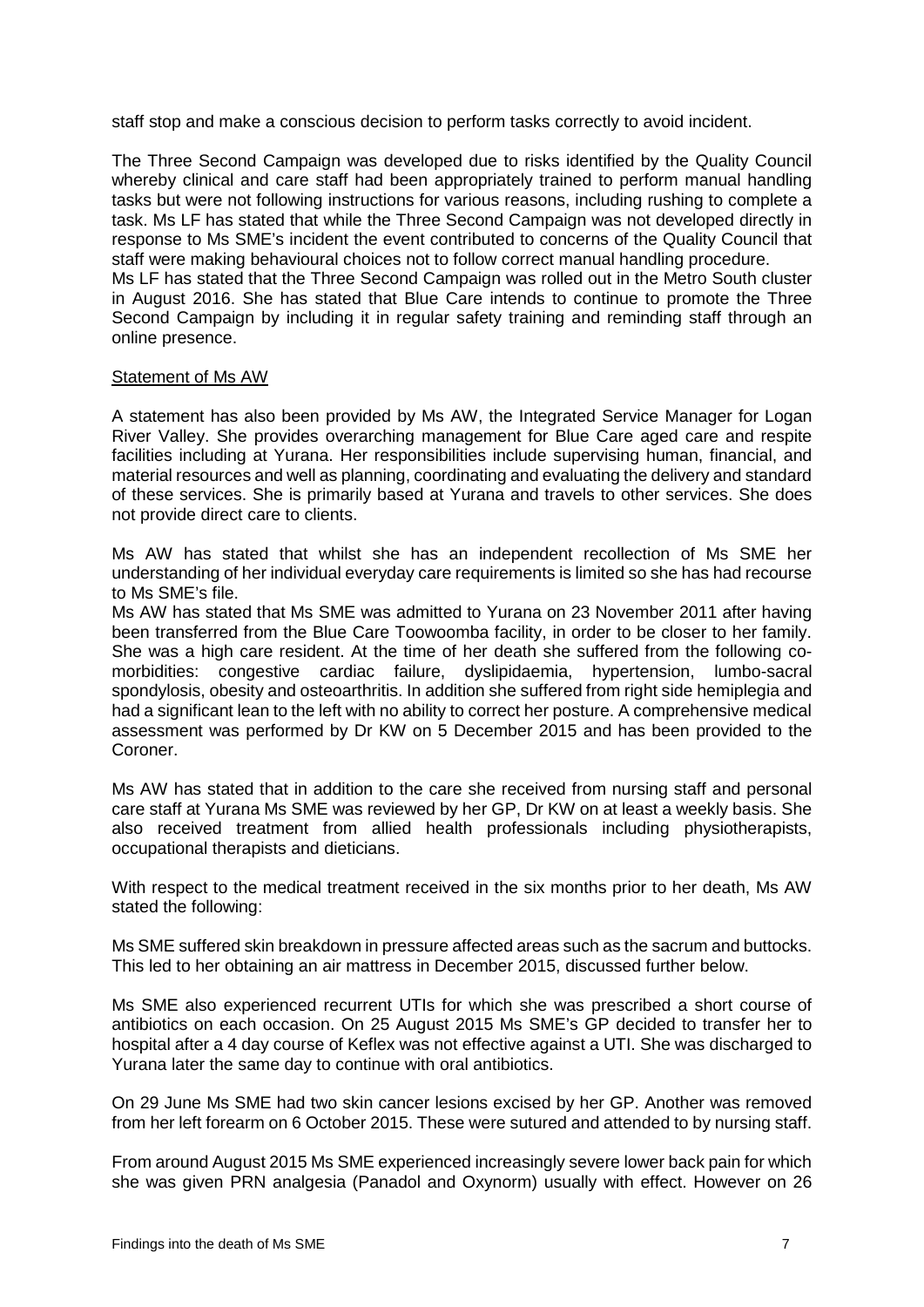staff stop and make a conscious decision to perform tasks correctly to avoid incident.

The Three Second Campaign was developed due to risks identified by the Quality Council whereby clinical and care staff had been appropriately trained to perform manual handling tasks but were not following instructions for various reasons, including rushing to complete a task. Ms LF has stated that while the Three Second Campaign was not developed directly in response to Ms SME's incident the event contributed to concerns of the Quality Council that staff were making behavioural choices not to follow correct manual handling procedure.
Ms LF has stated that the Three Second Campaign was rolled out in the Metro South cluster in August 2016. She has stated that Blue Care intends to continue to promote the Three Second Campaign by including it in regular safety training and reminding staff through an online presence.

Statement of Ms AW

A statement has also been provided by Ms AW, the Integrated Service Manager for Logan River Valley. She provides overarching management for Blue Care aged care and respite facilities including at Yurana. Her responsibilities include supervising human, financial, and material resources and well as planning, coordinating and evaluating the delivery and standard of these services. She is primarily based at Yurana and travels to other services. She does not provide direct care to clients.

Ms AW has stated that whilst she has an independent recollection of Ms SME her understanding of her individual everyday care requirements is limited so she has had recourse to Ms SME's file.
Ms AW has stated that Ms SME was admitted to Yurana on 23 November 2011 after having been transferred from the Blue Care Toowoomba facility, in order to be closer to her family. She was a high care resident. At the time of her death she suffered from the following co-morbidities: congestive cardiac failure, dyslipidaemia, hypertension, lumbo-sacral spondylosis, obesity and osteoarthritis. In addition she suffered from right side hemiplegia and had a significant lean to the left with no ability to correct her posture. A comprehensive medical assessment was performed by Dr KW on 5 December 2015 and has been provided to the Coroner.

Ms AW has stated that in addition to the care she received from nursing staff and personal care staff at Yurana Ms SME was reviewed by her GP, Dr KW on at least a weekly basis. She also received treatment from allied health professionals including physiotherapists, occupational therapists and dieticians.

With respect to the medical treatment received in the six months prior to her death, Ms AW stated the following:

Ms SME suffered skin breakdown in pressure affected areas such as the sacrum and buttocks. This led to her obtaining an air mattress in December 2015, discussed further below.

Ms SME also experienced recurrent UTIs for which she was prescribed a short course of antibiotics on each occasion. On 25 August 2015 Ms SME's GP decided to transfer her to hospital after a 4 day course of Keflex was not effective against a UTI. She was discharged to Yurana later the same day to continue with oral antibiotics.

On 29 June Ms SME had two skin cancer lesions excised by her GP. Another was removed from her left forearm on 6 October 2015. These were sutured and attended to by nursing staff.

From around August 2015 Ms SME experienced increasingly severe lower back pain for which she was given PRN analgesia (Panadol and Oxynorm) usually with effect. However on 26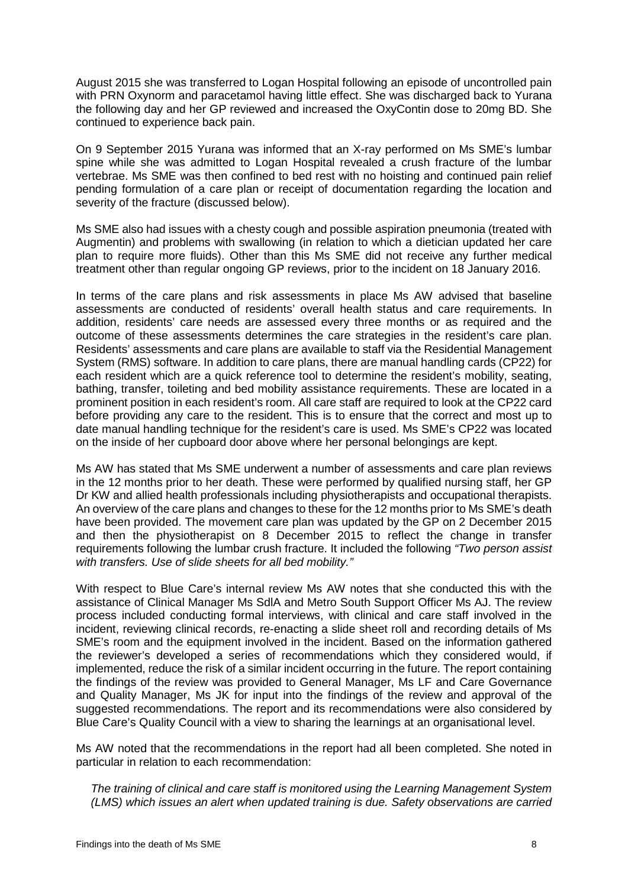August 2015 she was transferred to Logan Hospital following an episode of uncontrolled pain with PRN Oxynorm and paracetamol having little effect. She was discharged back to Yurana the following day and her GP reviewed and increased the OxyContin dose to 20mg BD. She continued to experience back pain.

On 9 September 2015 Yurana was informed that an X-ray performed on Ms SME's lumbar spine while she was admitted to Logan Hospital revealed a crush fracture of the lumbar vertebrae. Ms SME was then confined to bed rest with no hoisting and continued pain relief pending formulation of a care plan or receipt of documentation regarding the location and severity of the fracture (discussed below).

Ms SME also had issues with a chesty cough and possible aspiration pneumonia (treated with Augmentin) and problems with swallowing (in relation to which a dietician updated her care plan to require more fluids). Other than this Ms SME did not receive any further medical treatment other than regular ongoing GP reviews, prior to the incident on 18 January 2016.

In terms of the care plans and risk assessments in place Ms AW advised that baseline assessments are conducted of residents' overall health status and care requirements. In addition, residents' care needs are assessed every three months or as required and the outcome of these assessments determines the care strategies in the resident's care plan. Residents' assessments and care plans are available to staff via the Residential Management System (RMS) software. In addition to care plans, there are manual handling cards (CP22) for each resident which are a quick reference tool to determine the resident's mobility, seating, bathing, transfer, toileting and bed mobility assistance requirements. These are located in a prominent position in each resident's room. All care staff are required to look at the CP22 card before providing any care to the resident. This is to ensure that the correct and most up to date manual handling technique for the resident's care is used. Ms SME's CP22 was located on the inside of her cupboard door above where her personal belongings are kept.

Ms AW has stated that Ms SME underwent a number of assessments and care plan reviews in the 12 months prior to her death. These were performed by qualified nursing staff, her GP Dr KW and allied health professionals including physiotherapists and occupational therapists. An overview of the care plans and changes to these for the 12 months prior to Ms SME's death have been provided. The movement care plan was updated by the GP on 2 December 2015 and then the physiotherapist on 8 December 2015 to reflect the change in transfer requirements following the lumbar crush fracture. It included the following *"Two person assist with transfers. Use of slide sheets for all bed mobility."*

With respect to Blue Care's internal review Ms AW notes that she conducted this with the assistance of Clinical Manager Ms SdlA and Metro South Support Officer Ms AJ. The review process included conducting formal interviews, with clinical and care staff involved in the incident, reviewing clinical records, re-enacting a slide sheet roll and recording details of Ms SME's room and the equipment involved in the incident. Based on the information gathered the reviewer's developed a series of recommendations which they considered would, if implemented, reduce the risk of a similar incident occurring in the future. The report containing the findings of the review was provided to General Manager, Ms LF and Care Governance and Quality Manager, Ms JK for input into the findings of the review and approval of the suggested recommendations. The report and its recommendations were also considered by Blue Care's Quality Council with a view to sharing the learnings at an organisational level.

Ms AW noted that the recommendations in the report had all been completed. She noted in particular in relation to each recommendation:

> *The training of clinical and care staff is monitored using the Learning Management System (LMS) which issues an alert when updated training is due. Safety observations are carried*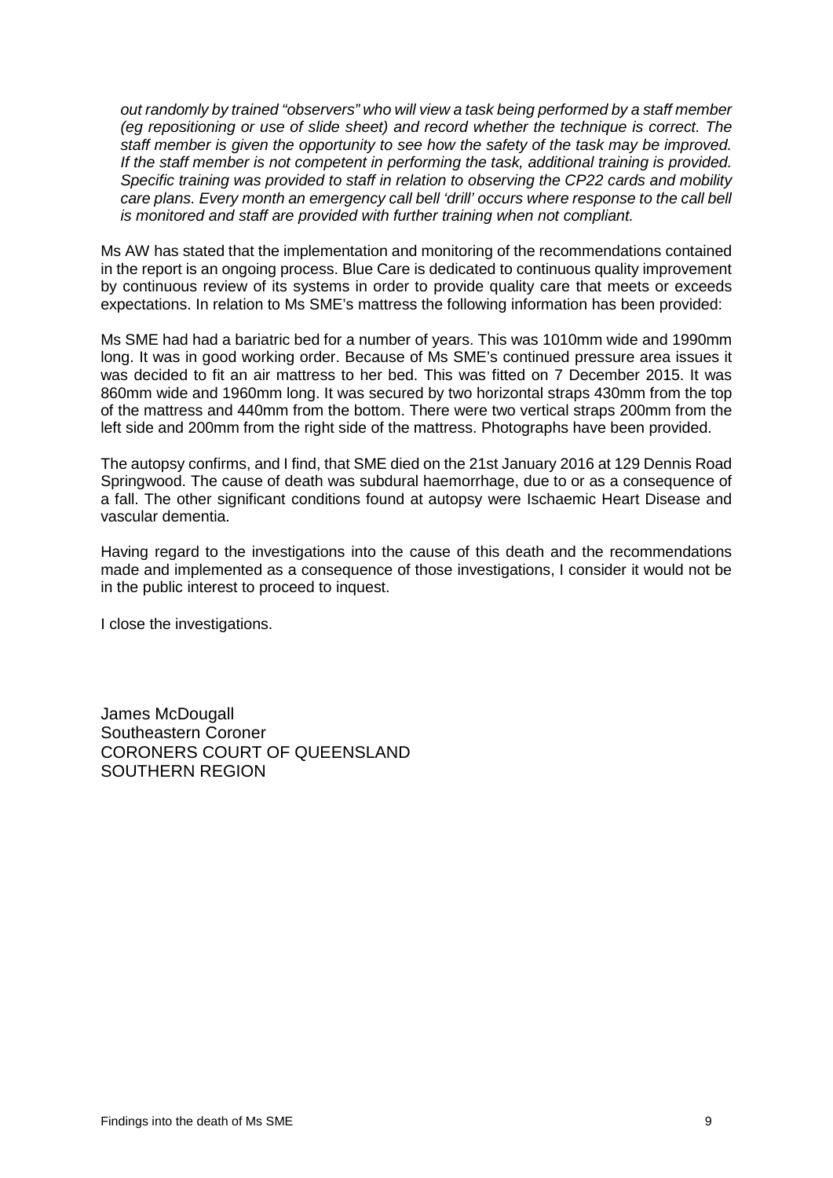*out randomly by trained "observers" who will view a task being performed by a staff member (eg repositioning or use of slide sheet) and record whether the technique is correct. The staff member is given the opportunity to see how the safety of the task may be improved. If the staff member is not competent in performing the task, additional training is provided. Specific training was provided to staff in relation to observing the CP22 cards and mobility care plans. Every month an emergency call bell 'drill' occurs where response to the call bell is monitored and staff are provided with further training when not compliant.*

Ms AW has stated that the implementation and monitoring of the recommendations contained in the report is an ongoing process. Blue Care is dedicated to continuous quality improvement by continuous review of its systems in order to provide quality care that meets or exceeds expectations. In relation to Ms SME's mattress the following information has been provided:

Ms SME had had a bariatric bed for a number of years. This was 1010mm wide and 1990mm long. It was in good working order. Because of Ms SME's continued pressure area issues it was decided to fit an air mattress to her bed. This was fitted on 7 December 2015. It was 860mm wide and 1960mm long. It was secured by two horizontal straps 430mm from the top of the mattress and 440mm from the bottom. There were two vertical straps 200mm from the left side and 200mm from the right side of the mattress. Photographs have been provided.

The autopsy confirms, and I find, that SME died on the 21st January 2016 at 129 Dennis Road Springwood. The cause of death was subdural haemorrhage, due to or as a consequence of a fall. The other significant conditions found at autopsy were Ischaemic Heart Disease and vascular dementia.

Having regard to the investigations into the cause of this death and the recommendations made and implemented as a consequence of those investigations, I consider it would not be in the public interest to proceed to inquest.

I close the investigations.

James McDougall
Southeastern Coroner
CORONERS COURT OF QUEENSLAND
SOUTHERN REGION